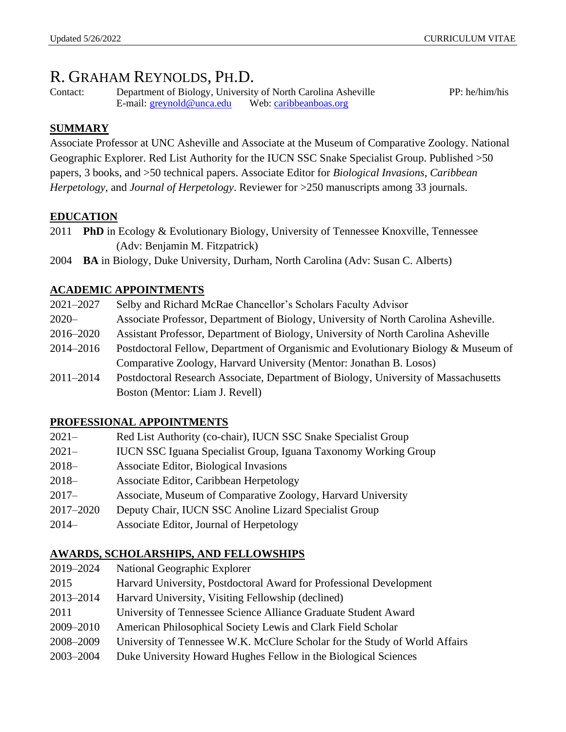# R. GRAHAM REYNOLDS, PH.D.

Contact: Department of Biology, University of North Carolina Asheville PP: he/him/his
E-mail: greynold@unca.edu Web: caribbeanboas.org

## SUMMARY

Associate Professor at UNC Asheville and Associate at the Museum of Comparative Zoology. National Geographic Explorer. Red List Authority for the IUCN SSC Snake Specialist Group. Published >50 papers, 3 books, and >50 technical papers. Associate Editor for *Biological Invasions*, *Caribbean Herpetology*, and *Journal of Herpetology*. Reviewer for >250 manuscripts among 33 journals.

## EDUCATION

2011 **PhD** in Ecology & Evolutionary Biology, University of Tennessee Knoxville, Tennessee (Adv: Benjamin M. Fitzpatrick)

2004 **BA** in Biology, Duke University, Durham, North Carolina (Adv: Susan C. Alberts)

## ACADEMIC APPOINTMENTS

| | |
|---|---|
| 2021–2027 | Selby and Richard McRae Chancellor's Scholars Faculty Advisor |
| 2020– | Associate Professor, Department of Biology, University of North Carolina Asheville. |
| 2016–2020 | Assistant Professor, Department of Biology, University of North Carolina Asheville |
| 2014–2016 | Postdoctoral Fellow, Department of Organismic and Evolutionary Biology & Museum of Comparative Zoology, Harvard University (Mentor: Jonathan B. Losos) |
| 2011–2014 | Postdoctoral Research Associate, Department of Biology, University of Massachusetts Boston (Mentor: Liam J. Revell) |

## PROFESSIONAL APPOINTMENTS

| | |
|---|---|
| 2021– | Red List Authority (co-chair), IUCN SSC Snake Specialist Group |
| 2021– | IUCN SSC Iguana Specialist Group, Iguana Taxonomy Working Group |
| 2018– | Associate Editor, Biological Invasions |
| 2018– | Associate Editor, Caribbean Herpetology |
| 2017– | Associate, Museum of Comparative Zoology, Harvard University |
| 2017–2020 | Deputy Chair, IUCN SSC Anoline Lizard Specialist Group |
| 2014– | Associate Editor, Journal of Herpetology |

## AWARDS, SCHOLARSHIPS, AND FELLOWSHIPS

| | |
|---|---|
| 2019–2024 | National Geographic Explorer |
| 2015 | Harvard University, Postdoctoral Award for Professional Development |
| 2013–2014 | Harvard University, Visiting Fellowship (declined) |
| 2011 | University of Tennessee Science Alliance Graduate Student Award |
| 2009–2010 | American Philosophical Society Lewis and Clark Field Scholar |
| 2008–2009 | University of Tennessee W.K. McClure Scholar for the Study of World Affairs |
| 2003–2004 | Duke University Howard Hughes Fellow in the Biological Sciences |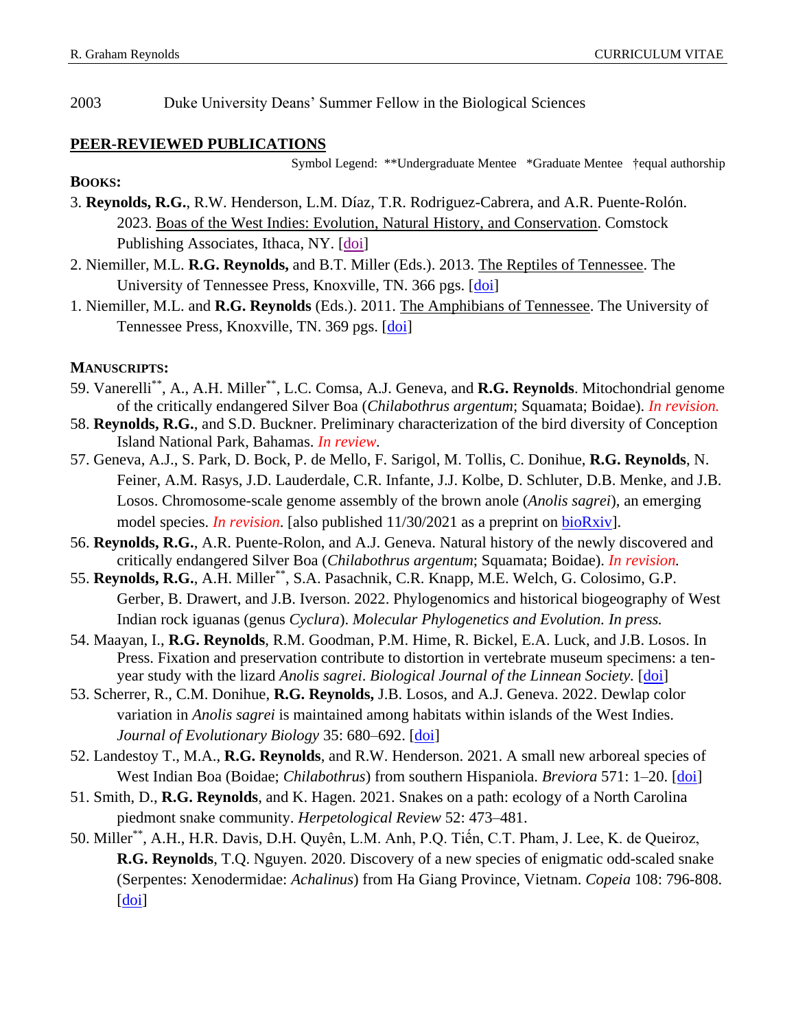2003 Duke University Deans' Summer Fellow in the Biological Sciences

## PEER-REVIEWED PUBLICATIONS

Symbol Legend: **Undergraduate Mentee *Graduate Mentee †equal authorship

### BOOKS:

3. **Reynolds, R.G.**, R.W. Henderson, L.M. Díaz, T.R. Rodriguez-Cabrera, and A.R. Puente-Rolón. 2023. Boas of the West Indies: Evolution, Natural History, and Conservation. Comstock Publishing Associates, Ithaca, NY. [doi]
2. Niemiller, M.L. **R.G. Reynolds,** and B.T. Miller (Eds.). 2013. The Reptiles of Tennessee. The University of Tennessee Press, Knoxville, TN. 366 pgs. [doi]
1. Niemiller, M.L. and **R.G. Reynolds** (Eds.). 2011. The Amphibians of Tennessee. The University of Tennessee Press, Knoxville, TN. 369 pgs. [doi]

### MANUSCRIPTS:

59. Vanerelli**, A., A.H. Miller**, L.C. Comsa, A.J. Geneva, and **R.G. Reynolds**. Mitochondrial genome of the critically endangered Silver Boa (*Chilabothrus argentum*; Squamata; Boidae). *In revision.*
58. **Reynolds, R.G.**, and S.D. Buckner. Preliminary characterization of the bird diversity of Conception Island National Park, Bahamas. *In review.*
57. Geneva, A.J., S. Park, D. Bock, P. de Mello, F. Sarigol, M. Tollis, C. Donihue, **R.G. Reynolds**, N. Feiner, A.M. Rasys, J.D. Lauderdale, C.R. Infante, J.J. Kolbe, D. Schluter, D.B. Menke, and J.B. Losos. Chromosome-scale genome assembly of the brown anole (*Anolis sagrei*), an emerging model species. *In revision*. [also published 11/30/2021 as a preprint on bioRxiv].
56. **Reynolds, R.G.**, A.R. Puente-Rolon, and A.J. Geneva. Natural history of the newly discovered and critically endangered Silver Boa (*Chilabothrus argentum*; Squamata; Boidae). *In revision.*
55. **Reynolds, R.G.**, A.H. Miller**, S.A. Pasachnik, C.R. Knapp, M.E. Welch, G. Colosimo, G.P. Gerber, B. Drawert, and J.B. Iverson. 2022. Phylogenomics and historical biogeography of West Indian rock iguanas (genus *Cyclura*). *Molecular Phylogenetics and Evolution. In press.*
54. Maayan, I., **R.G. Reynolds**, R.M. Goodman, P.M. Hime, R. Bickel, E.A. Luck, and J.B. Losos. In Press. Fixation and preservation contribute to distortion in vertebrate museum specimens: a ten-year study with the lizard *Anolis sagrei*. *Biological Journal of the Linnean Society*. [doi]
53. Scherrer, R., C.M. Donihue, **R.G. Reynolds,** J.B. Losos, and A.J. Geneva. 2022. Dewlap color variation in *Anolis sagrei* is maintained among habitats within islands of the West Indies. *Journal of Evolutionary Biology* 35: 680–692. [doi]
52. Landestoy T., M.A., **R.G. Reynolds**, and R.W. Henderson. 2021. A small new arboreal species of West Indian Boa (Boidae; *Chilabothrus*) from southern Hispaniola. *Breviora* 571: 1–20. [doi]
51. Smith, D., **R.G. Reynolds**, and K. Hagen. 2021. Snakes on a path: ecology of a North Carolina piedmont snake community. *Herpetological Review* 52: 473–481.
50. Miller**, A.H., H.R. Davis, D.H. Quyên, L.M. Anh, P.Q. Tiến, C.T. Pham, J. Lee, K. de Queiroz, **R.G. Reynolds**, T.Q. Nguyen. 2020. Discovery of a new species of enigmatic odd-scaled snake (Serpentes: Xenodermidae: *Achalinus*) from Ha Giang Province, Vietnam. *Copeia* 108: 796-808. [doi]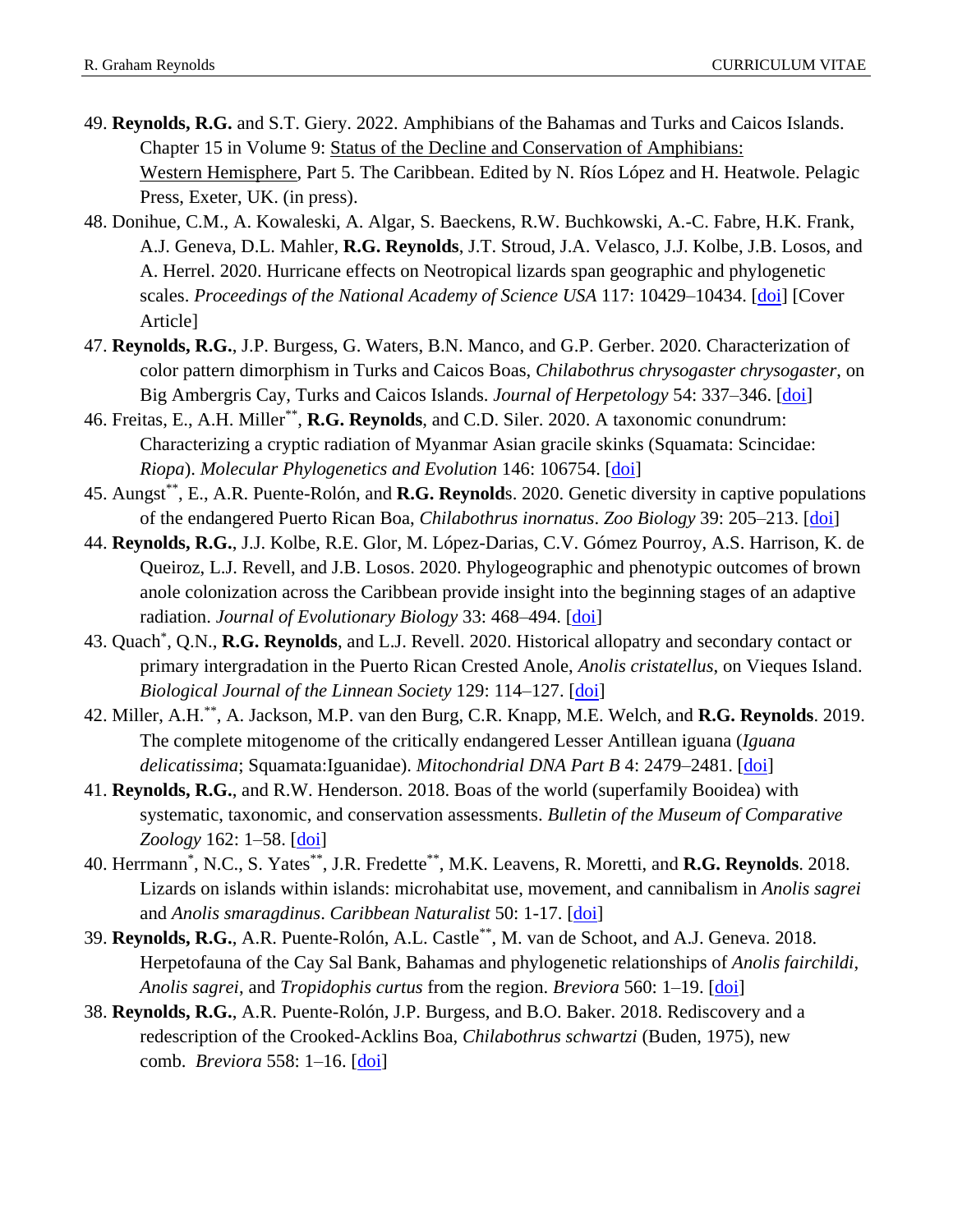49. **Reynolds, R.G.** and S.T. Giery. 2022. Amphibians of the Bahamas and Turks and Caicos Islands. Chapter 15 in Volume 9: Status of the Decline and Conservation of Amphibians: Western Hemisphere, Part 5. The Caribbean. Edited by N. Ríos López and H. Heatwole. Pelagic Press, Exeter, UK. (in press).
48. Donihue, C.M., A. Kowaleski, A. Algar, S. Baeckens, R.W. Buchkowski, A.-C. Fabre, H.K. Frank, A.J. Geneva, D.L. Mahler, **R.G. Reynolds**, J.T. Stroud, J.A. Velasco, J.J. Kolbe, J.B. Losos, and A. Herrel. 2020. Hurricane effects on Neotropical lizards span geographic and phylogenetic scales. *Proceedings of the National Academy of Science USA* 117: 10429–10434. [doi] [Cover Article]
47. **Reynolds, R.G.**, J.P. Burgess, G. Waters, B.N. Manco, and G.P. Gerber. 2020. Characterization of color pattern dimorphism in Turks and Caicos Boas, *Chilabothrus chrysogaster chrysogaster*, on Big Ambergris Cay, Turks and Caicos Islands. *Journal of Herpetology* 54: 337–346. [doi]
46. Freitas, E., A.H. Miller[**], **R.G. Reynolds**, and C.D. Siler. 2020. A taxonomic conundrum: Characterizing a cryptic radiation of Myanmar Asian gracile skinks (Squamata: Scincidae: *Riopa*). *Molecular Phylogenetics and Evolution* 146: 106754. [doi]
45. Aungst[**], E., A.R. Puente-Rolón, and **R.G. Reynolds**. 2020. Genetic diversity in captive populations of the endangered Puerto Rican Boa, *Chilabothrus inornatus*. *Zoo Biology* 39: 205–213. [doi]
44. **Reynolds, R.G.**, J.J. Kolbe, R.E. Glor, M. López-Darias, C.V. Gómez Pourroy, A.S. Harrison, K. de Queiroz, L.J. Revell, and J.B. Losos. 2020. Phylogeographic and phenotypic outcomes of brown anole colonization across the Caribbean provide insight into the beginning stages of an adaptive radiation. *Journal of Evolutionary Biology* 33: 468–494. [doi]
43. Quach[*], Q.N., **R.G. Reynolds**, and L.J. Revell. 2020. Historical allopatry and secondary contact or primary intergradation in the Puerto Rican Crested Anole, *Anolis cristatellus*, on Vieques Island. *Biological Journal of the Linnean Society* 129: 114–127. [doi]
42. Miller, A.H.[**], A. Jackson, M.P. van den Burg, C.R. Knapp, M.E. Welch, and **R.G. Reynolds**. 2019. The complete mitogenome of the critically endangered Lesser Antillean iguana (*Iguana delicatissima*; Squamata:Iguanidae). *Mitochondrial DNA Part B* 4: 2479–2481. [doi]
41. **Reynolds, R.G.**, and R.W. Henderson. 2018. Boas of the world (superfamily Booidea) with systematic, taxonomic, and conservation assessments. *Bulletin of the Museum of Comparative Zoology* 162: 1–58. [doi]
40. Herrmann[*], N.C., S. Yates[**], J.R. Fredette[**], M.K. Leavens, R. Moretti, and **R.G. Reynolds**. 2018. Lizards on islands within islands: microhabitat use, movement, and cannibalism in *Anolis sagrei* and *Anolis smaragdinus*. *Caribbean Naturalist* 50: 1-17. [doi]
39. **Reynolds, R.G.**, A.R. Puente-Rolón, A.L. Castle[**], M. van de Schoot, and A.J. Geneva. 2018. Herpetofauna of the Cay Sal Bank, Bahamas and phylogenetic relationships of *Anolis fairchildi*, *Anolis sagrei*, and *Tropidophis curtus* from the region. *Breviora* 560: 1–19. [doi]
38. **Reynolds, R.G.**, A.R. Puente-Rolón, J.P. Burgess, and B.O. Baker. 2018. Rediscovery and a redescription of the Crooked-Acklins Boa, *Chilabothrus schwartzi* (Buden, 1975), new comb. *Breviora* 558: 1–16. [doi]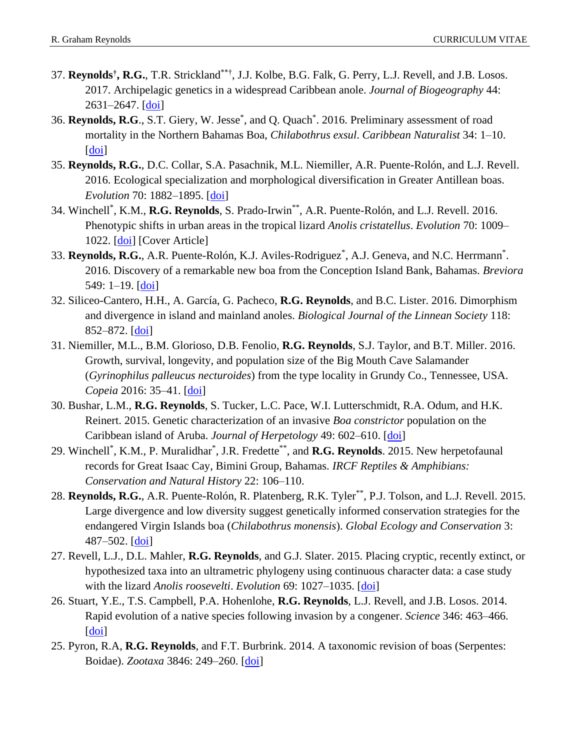37. **Reynolds[†], R.G.**, T.R. Strickland[**†], J.J. Kolbe, B.G. Falk, G. Perry, L.J. Revell, and J.B. Losos. 2017. Archipelagic genetics in a widespread Caribbean anole. *Journal of Biogeography* 44: 2631–2647. [doi]
36. **Reynolds, R.G**., S.T. Giery, W. Jesse[*], and Q. Quach[*]. 2016. Preliminary assessment of road mortality in the Northern Bahamas Boa, *Chilabothrus exsul*. *Caribbean Naturalist* 34: 1–10. [doi]
35. **Reynolds, R.G.**, D.C. Collar, S.A. Pasachnik, M.L. Niemiller, A.R. Puente-Rolón, and L.J. Revell. 2016. Ecological specialization and morphological diversification in Greater Antillean boas. *Evolution* 70: 1882–1895. [doi]
34. Winchell[*], K.M., **R.G. Reynolds**, S. Prado-Irwin[**], A.R. Puente-Rolón, and L.J. Revell. 2016. Phenotypic shifts in urban areas in the tropical lizard *Anolis cristatellus*. *Evolution* 70: 1009–1022. [doi] [Cover Article]
33. **Reynolds, R.G.**, A.R. Puente-Rolón, K.J. Aviles-Rodriguez[*], A.J. Geneva, and N.C. Herrmann[*]. 2016. Discovery of a remarkable new boa from the Conception Island Bank, Bahamas. *Breviora* 549: 1–19. [doi]
32. Siliceo-Cantero, H.H., A. García, G. Pacheco, **R.G. Reynolds**, and B.C. Lister. 2016. Dimorphism and divergence in island and mainland anoles. *Biological Journal of the Linnean Society* 118: 852–872. [doi]
31. Niemiller, M.L., B.M. Glorioso, D.B. Fenolio, **R.G. Reynolds**, S.J. Taylor, and B.T. Miller. 2016. Growth, survival, longevity, and population size of the Big Mouth Cave Salamander (*Gyrinophilus palleucus necturoides*) from the type locality in Grundy Co., Tennessee, USA. *Copeia* 2016: 35–41. [doi]
30. Bushar, L.M., **R.G. Reynolds**, S. Tucker, L.C. Pace, W.I. Lutterschmidt, R.A. Odum, and H.K. Reinert. 2015. Genetic characterization of an invasive *Boa constrictor* population on the Caribbean island of Aruba. *Journal of Herpetology* 49: 602–610. [doi]
29. Winchell[*], K.M., P. Muralidhar[*], J.R. Fredette[**], and **R.G. Reynolds**. 2015. New herpetofaunal records for Great Isaac Cay, Bimini Group, Bahamas. *IRCF Reptiles & Amphibians: Conservation and Natural History* 22: 106–110.
28. **Reynolds, R.G.**, A.R. Puente-Rolón, R. Platenberg, R.K. Tyler[**], P.J. Tolson, and L.J. Revell. 2015. Large divergence and low diversity suggest genetically informed conservation strategies for the endangered Virgin Islands boa (*Chilabothrus monensis*). *Global Ecology and Conservation* 3: 487–502. [doi]
27. Revell, L.J., D.L. Mahler, **R.G. Reynolds**, and G.J. Slater. 2015. Placing cryptic, recently extinct, or hypothesized taxa into an ultrametric phylogeny using continuous character data: a case study with the lizard *Anolis roosevelti*. *Evolution* 69: 1027–1035. [doi]
26. Stuart, Y.E., T.S. Campbell, P.A. Hohenlohe, **R.G. Reynolds**, L.J. Revell, and J.B. Losos. 2014. Rapid evolution of a native species following invasion by a congener. *Science* 346: 463–466. [doi]
25. Pyron, R.A, **R.G. Reynolds**, and F.T. Burbrink. 2014. A taxonomic revision of boas (Serpentes: Boidae). *Zootaxa* 3846: 249–260. [doi]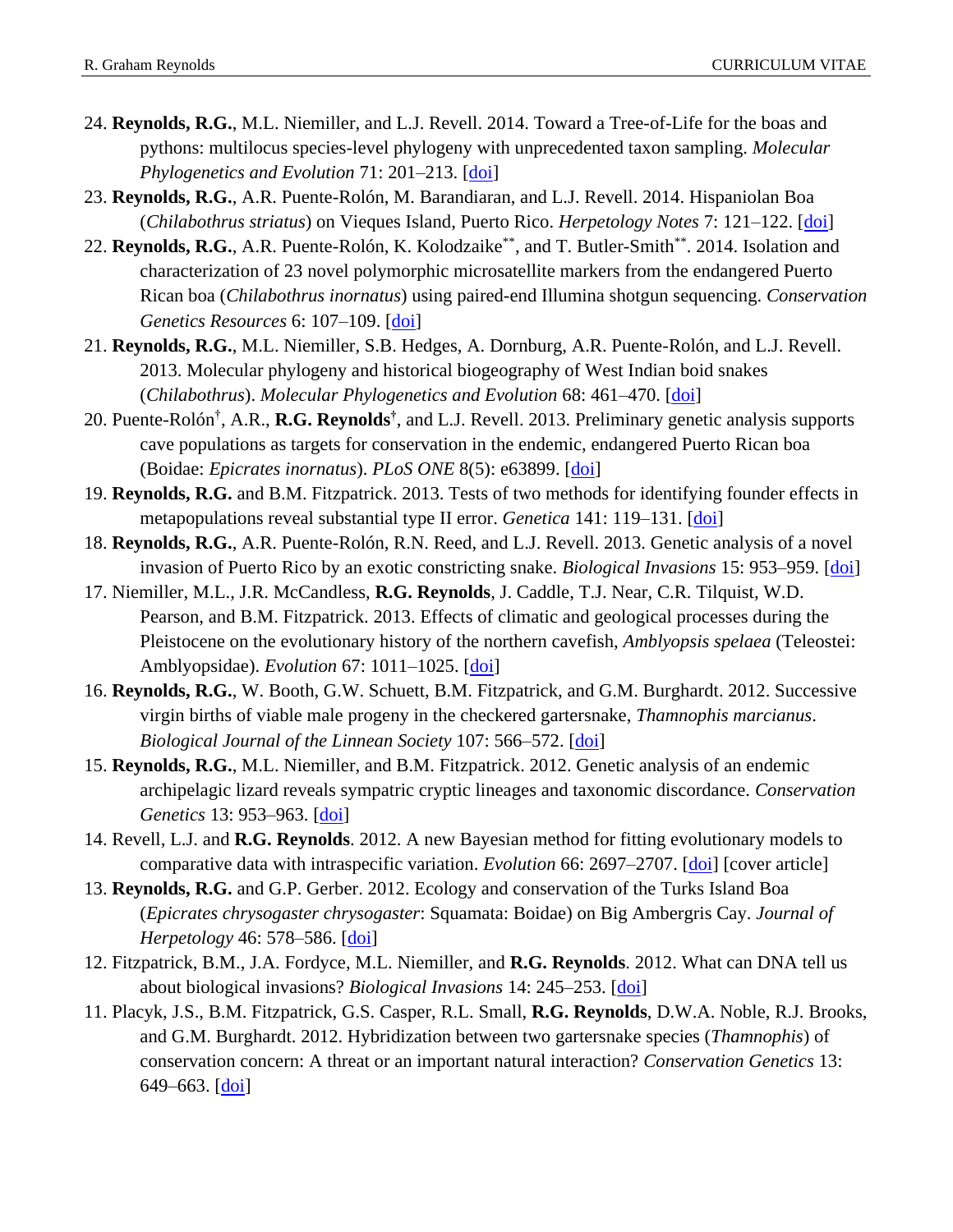24. **Reynolds, R.G.**, M.L. Niemiller, and L.J. Revell. 2014. Toward a Tree-of-Life for the boas and pythons: multilocus species-level phylogeny with unprecedented taxon sampling. *Molecular Phylogenetics and Evolution* 71: 201–213. [doi]
23. **Reynolds, R.G.**, A.R. Puente-Rolón, M. Barandiaran, and L.J. Revell. 2014. Hispaniolan Boa (*Chilabothrus striatus*) on Vieques Island, Puerto Rico. *Herpetology Notes* 7: 121–122. [doi]
22. **Reynolds, R.G.**, A.R. Puente-Rolón, K. Kolodzaike[**], and T. Butler-Smith[**]. 2014. Isolation and characterization of 23 novel polymorphic microsatellite markers from the endangered Puerto Rican boa (*Chilabothrus inornatus*) using paired-end Illumina shotgun sequencing. *Conservation Genetics Resources* 6: 107–109. [doi]
21. **Reynolds, R.G.**, M.L. Niemiller, S.B. Hedges, A. Dornburg, A.R. Puente-Rolón, and L.J. Revell. 2013. Molecular phylogeny and historical biogeography of West Indian boid snakes (*Chilabothrus*). *Molecular Phylogenetics and Evolution* 68: 461–470. [doi]
20. Puente-Rolón[†], A.R., **R.G. Reynolds[†]**, and L.J. Revell. 2013. Preliminary genetic analysis supports cave populations as targets for conservation in the endemic, endangered Puerto Rican boa (Boidae: *Epicrates inornatus*). *PLoS ONE* 8(5): e63899. [doi]
19. **Reynolds, R.G.** and B.M. Fitzpatrick. 2013. Tests of two methods for identifying founder effects in metapopulations reveal substantial type II error. *Genetica* 141: 119–131. [doi]
18. **Reynolds, R.G.**, A.R. Puente-Rolón, R.N. Reed, and L.J. Revell. 2013. Genetic analysis of a novel invasion of Puerto Rico by an exotic constricting snake. *Biological Invasions* 15: 953–959. [doi]
17. Niemiller, M.L., J.R. McCandless, **R.G. Reynolds**, J. Caddle, T.J. Near, C.R. Tilquist, W.D. Pearson, and B.M. Fitzpatrick. 2013. Effects of climatic and geological processes during the Pleistocene on the evolutionary history of the northern cavefish, *Amblyopsis spelaea* (Teleostei: Amblyopsidae). *Evolution* 67: 1011–1025. [doi]
16. **Reynolds, R.G.**, W. Booth, G.W. Schuett, B.M. Fitzpatrick, and G.M. Burghardt. 2012. Successive virgin births of viable male progeny in the checkered gartersnake, *Thamnophis marcianus*. *Biological Journal of the Linnean Society* 107: 566–572. [doi]
15. **Reynolds, R.G.**, M.L. Niemiller, and B.M. Fitzpatrick. 2012. Genetic analysis of an endemic archipelagic lizard reveals sympatric cryptic lineages and taxonomic discordance. *Conservation Genetics* 13: 953–963. [doi]
14. Revell, L.J. and **R.G. Reynolds**. 2012. A new Bayesian method for fitting evolutionary models to comparative data with intraspecific variation. *Evolution* 66: 2697–2707. [doi] [cover article]
13. **Reynolds, R.G.** and G.P. Gerber. 2012. Ecology and conservation of the Turks Island Boa (*Epicrates chrysogaster chrysogaster*: Squamata: Boidae) on Big Ambergris Cay. *Journal of Herpetology* 46: 578–586. [doi]
12. Fitzpatrick, B.M., J.A. Fordyce, M.L. Niemiller, and **R.G. Reynolds**. 2012. What can DNA tell us about biological invasions? *Biological Invasions* 14: 245–253. [doi]
11. Placyk, J.S., B.M. Fitzpatrick, G.S. Casper, R.L. Small, **R.G. Reynolds**, D.W.A. Noble, R.J. Brooks, and G.M. Burghardt. 2012. Hybridization between two gartersnake species (*Thamnophis*) of conservation concern: A threat or an important natural interaction? *Conservation Genetics* 13: 649–663. [doi]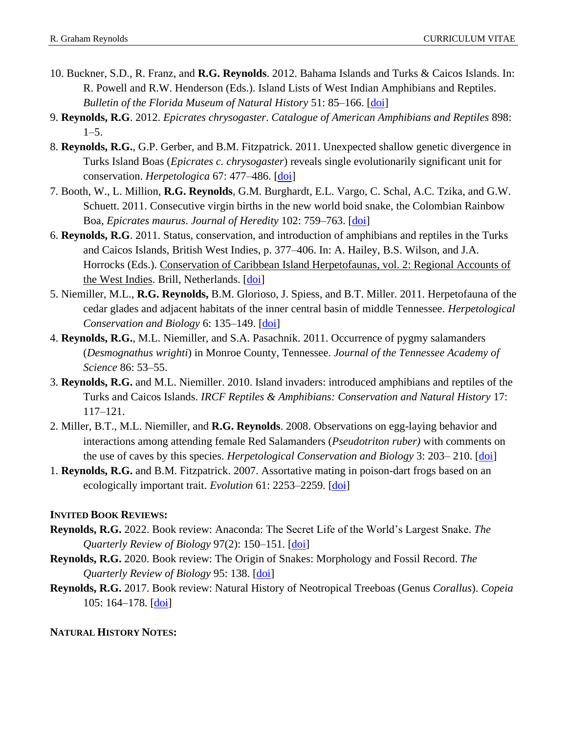10. Buckner, S.D., R. Franz, and **R.G. Reynolds**. 2012. Bahama Islands and Turks & Caicos Islands. In: R. Powell and R.W. Henderson (Eds.). Island Lists of West Indian Amphibians and Reptiles. *Bulletin of the Florida Museum of Natural History* 51: 85–166. [doi]

9. **Reynolds, R.G**. 2012. *Epicrates chrysogaster*. *Catalogue of American Amphibians and Reptiles* 898: 1–5.

8. **Reynolds, R.G.**, G.P. Gerber, and B.M. Fitzpatrick. 2011. Unexpected shallow genetic divergence in Turks Island Boas (*Epicrates c. chrysogaster*) reveals single evolutionarily significant unit for conservation. *Herpetologica* 67: 477–486. [doi]

7. Booth, W., L. Million, **R.G. Reynolds**, G.M. Burghardt, E.L. Vargo, C. Schal, A.C. Tzika, and G.W. Schuett. 2011. Consecutive virgin births in the new world boid snake, the Colombian Rainbow Boa, *Epicrates maurus*. *Journal of Heredity* 102: 759–763. [doi]

6. **Reynolds, R.G**. 2011. Status, conservation, and introduction of amphibians and reptiles in the Turks and Caicos Islands, British West Indies, p. 377–406. In: A. Hailey, B.S. Wilson, and J.A. Horrocks (Eds.). Conservation of Caribbean Island Herpetofaunas, vol. 2: Regional Accounts of the West Indies. Brill, Netherlands. [doi]

5. Niemiller, M.L., **R.G. Reynolds,** B.M. Glorioso, J. Spiess, and B.T. Miller. 2011. Herpetofauna of the cedar glades and adjacent habitats of the inner central basin of middle Tennessee. *Herpetological Conservation and Biology* 6: 135–149. [doi]

4. **Reynolds, R.G.**, M.L. Niemiller, and S.A. Pasachnik. 2011. Occurrence of pygmy salamanders (*Desmognathus wrighti*) in Monroe County, Tennessee. *Journal of the Tennessee Academy of Science* 86: 53–55.

3. **Reynolds, R.G.** and M.L. Niemiller. 2010. Island invaders: introduced amphibians and reptiles of the Turks and Caicos Islands. *IRCF Reptiles & Amphibians: Conservation and Natural History* 17: 117–121.

2. Miller, B.T., M.L. Niemiller, and **R.G. Reynolds**. 2008. Observations on egg-laying behavior and interactions among attending female Red Salamanders (*Pseudotriton ruber)* with comments on the use of caves by this species. *Herpetological Conservation and Biology* 3: 203– 210. [doi]

1. **Reynolds, R.G.** and B.M. Fitzpatrick. 2007. Assortative mating in poison-dart frogs based on an ecologically important trait. *Evolution* 61: 2253–2259. [doi]

**INVITED BOOK REVIEWS:**

**Reynolds, R.G.** 2022. Book review: Anaconda: The Secret Life of the World's Largest Snake. *The Quarterly Review of Biology* 97(2): 150–151. [doi]

**Reynolds, R.G.** 2020. Book review: The Origin of Snakes: Morphology and Fossil Record. *The Quarterly Review of Biology* 95: 138. [doi]

**Reynolds, R.G.** 2017. Book review: Natural History of Neotropical Treeboas (Genus *Corallus*). *Copeia* 105: 164–178. [doi]

**NATURAL HISTORY NOTES:**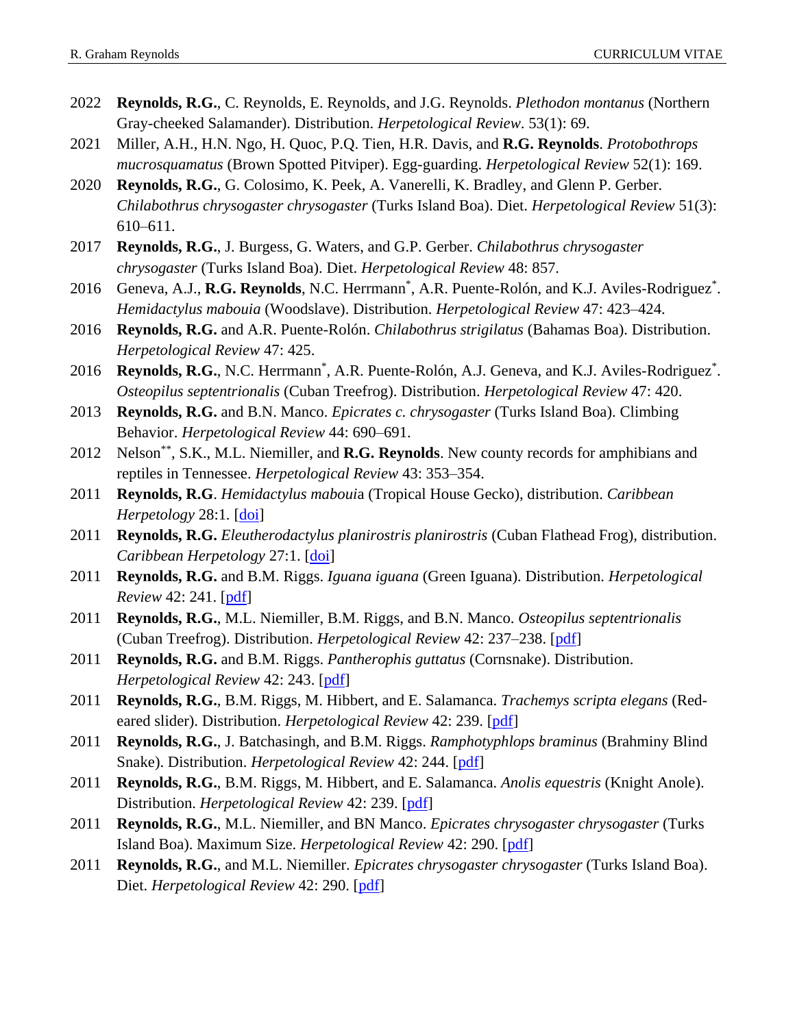2022 **Reynolds, R.G.**, C. Reynolds, E. Reynolds, and J.G. Reynolds. *Plethodon montanus* (Northern Gray-cheeked Salamander). Distribution. *Herpetological Review*. 53(1): 69.

2021 Miller, A.H., H.N. Ngo, H. Quoc, P.Q. Tien, H.R. Davis, and **R.G. Reynolds**. *Protobothrops mucrosquamatus* (Brown Spotted Pitviper). Egg-guarding. *Herpetological Review* 52(1): 169.

2020 **Reynolds, R.G.**, G. Colosimo, K. Peek, A. Vanerelli, K. Bradley, and Glenn P. Gerber. *Chilabothrus chrysogaster chrysogaster* (Turks Island Boa). Diet. *Herpetological Review* 51(3): 610–611.

2017 **Reynolds, R.G.**, J. Burgess, G. Waters, and G.P. Gerber. *Chilabothrus chrysogaster chrysogaster* (Turks Island Boa). Diet. *Herpetological Review* 48: 857.

2016 Geneva, A.J., **R.G. Reynolds**, N.C. Herrmann*, A.R. Puente-Rolón, and K.J. Aviles-Rodriguez*. *Hemidactylus mabouia* (Woodslave). Distribution. *Herpetological Review* 47: 423–424.

2016 **Reynolds, R.G.** and A.R. Puente-Rolón. *Chilabothrus strigilatus* (Bahamas Boa). Distribution. *Herpetological Review* 47: 425.

2016 **Reynolds, R.G.**, N.C. Herrmann*, A.R. Puente-Rolón, A.J. Geneva, and K.J. Aviles-Rodriguez*. *Osteopilus septentrionalis* (Cuban Treefrog). Distribution. *Herpetological Review* 47: 420.

2013 **Reynolds, R.G.** and B.N. Manco. *Epicrates c. chrysogaster* (Turks Island Boa). Climbing Behavior. *Herpetological Review* 44: 690–691.

2012 Nelson**, S.K., M.L. Niemiller, and **R.G. Reynolds**. New county records for amphibians and reptiles in Tennessee. *Herpetological Review* 43: 353–354.

2011 **Reynolds, R.G**. *Hemidactylus mabouia* (Tropical House Gecko), distribution. *Caribbean Herpetology* 28:1. [doi]

2011 **Reynolds, R.G.** *Eleutherodactylus planirostris planirostris* (Cuban Flathead Frog), distribution. *Caribbean Herpetology* 27:1. [doi]

2011 **Reynolds, R.G.** and B.M. Riggs. *Iguana iguana* (Green Iguana). Distribution. *Herpetological Review* 42: 241. [pdf]

2011 **Reynolds, R.G.**, M.L. Niemiller, B.M. Riggs, and B.N. Manco. *Osteopilus septentrionalis* (Cuban Treefrog). Distribution. *Herpetological Review* 42: 237–238. [pdf]

2011 **Reynolds, R.G.** and B.M. Riggs. *Pantherophis guttatus* (Cornsnake). Distribution. *Herpetological Review* 42: 243. [pdf]

2011 **Reynolds, R.G.**, B.M. Riggs, M. Hibbert, and E. Salamanca. *Trachemys scripta elegans* (Red-eared slider). Distribution. *Herpetological Review* 42: 239. [pdf]

2011 **Reynolds, R.G.**, J. Batchasingh, and B.M. Riggs. *Ramphotyphlops braminus* (Brahminy Blind Snake). Distribution. *Herpetological Review* 42: 244. [pdf]

2011 **Reynolds, R.G.**, B.M. Riggs, M. Hibbert, and E. Salamanca. *Anolis equestris* (Knight Anole). Distribution. *Herpetological Review* 42: 239. [pdf]

2011 **Reynolds, R.G.**, M.L. Niemiller, and BN Manco. *Epicrates chrysogaster chrysogaster* (Turks Island Boa). Maximum Size. *Herpetological Review* 42: 290. [pdf]

2011 **Reynolds, R.G.**, and M.L. Niemiller. *Epicrates chrysogaster chrysogaster* (Turks Island Boa). Diet. *Herpetological Review* 42: 290. [pdf]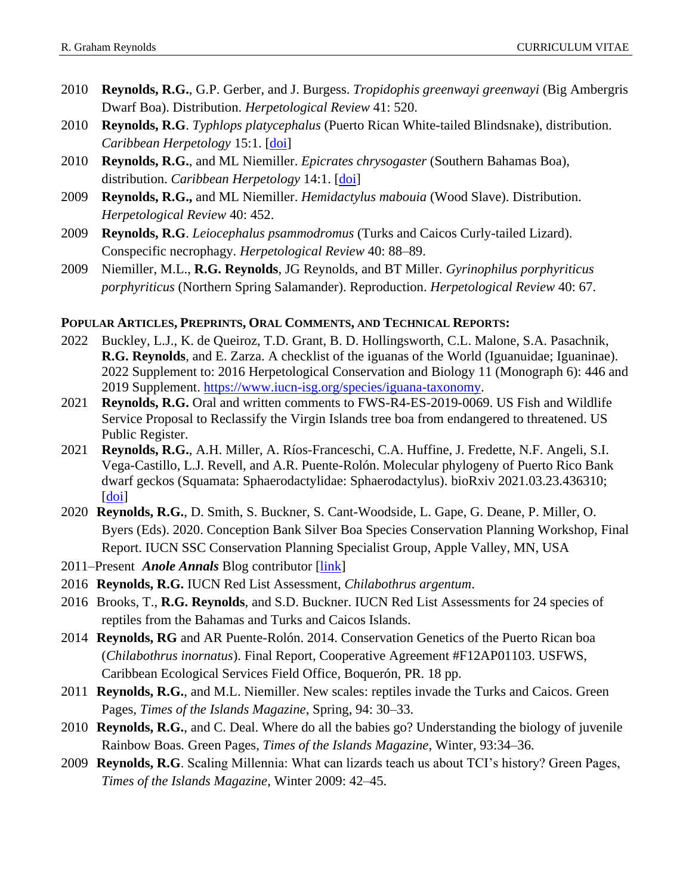- 2010 **Reynolds, R.G.**, G.P. Gerber, and J. Burgess. *Tropidophis greenwayi greenwayi* (Big Ambergris Dwarf Boa). Distribution. *Herpetological Review* 41: 520.
- 2010 **Reynolds, R.G**. *Typhlops platycephalus* (Puerto Rican White-tailed Blindsnake), distribution. *Caribbean Herpetology* 15:1. [doi]
- 2010 **Reynolds, R.G.**, and ML Niemiller. *Epicrates chrysogaster* (Southern Bahamas Boa), distribution. *Caribbean Herpetology* 14:1. [doi]
- 2009 **Reynolds, R.G.,** and ML Niemiller. *Hemidactylus mabouia* (Wood Slave). Distribution. *Herpetological Review* 40: 452.
- 2009 **Reynolds, R.G**. *Leiocephalus psammodromus* (Turks and Caicos Curly-tailed Lizard). Conspecific necrophagy. *Herpetological Review* 40: 88–89.
- 2009 Niemiller, M.L., **R.G. Reynolds**, JG Reynolds, and BT Miller. *Gyrinophilus porphyriticus porphyriticus* (Northern Spring Salamander). Reproduction. *Herpetological Review* 40: 67.

**POPULAR ARTICLES, PREPRINTS, ORAL COMMENTS, AND TECHNICAL REPORTS:**

- 2022 Buckley, L.J., K. de Queiroz, T.D. Grant, B. D. Hollingsworth, C.L. Malone, S.A. Pasachnik, **R.G. Reynolds**, and E. Zarza. A checklist of the iguanas of the World (Iguanuidae; Iguaninae). 2022 Supplement to: 2016 Herpetological Conservation and Biology 11 (Monograph 6): 446 and 2019 Supplement. https://www.iucn-isg.org/species/iguana-taxonomy.
- 2021 **Reynolds, R.G.** Oral and written comments to FWS-R4-ES-2019-0069. US Fish and Wildlife Service Proposal to Reclassify the Virgin Islands tree boa from endangered to threatened. US Public Register.
- 2021 **Reynolds, R.G.**, A.H. Miller, A. Ríos-Franceschi, C.A. Huffine, J. Fredette, N.F. Angeli, S.I. Vega-Castillo, L.J. Revell, and A.R. Puente-Rolón. Molecular phylogeny of Puerto Rico Bank dwarf geckos (Squamata: Sphaerodactylidae: Sphaerodactylus). bioRxiv 2021.03.23.436310; [doi]
- 2020 **Reynolds, R.G.**, D. Smith, S. Buckner, S. Cant-Woodside, L. Gape, G. Deane, P. Miller, O. Byers (Eds). 2020. Conception Bank Silver Boa Species Conservation Planning Workshop, Final Report. IUCN SSC Conservation Planning Specialist Group, Apple Valley, MN, USA
- 2011–Present ***Anole Annals*** Blog contributor [link]
- 2016 **Reynolds, R.G.** IUCN Red List Assessment, *Chilabothrus argentum*.
- 2016 Brooks, T., **R.G. Reynolds**, and S.D. Buckner. IUCN Red List Assessments for 24 species of reptiles from the Bahamas and Turks and Caicos Islands.
- 2014 **Reynolds, RG** and AR Puente-Rolón. 2014. Conservation Genetics of the Puerto Rican boa (*Chilabothrus inornatus*). Final Report, Cooperative Agreement #F12AP01103. USFWS, Caribbean Ecological Services Field Office, Boquerón, PR. 18 pp.
- 2011 **Reynolds, R.G.**, and M.L. Niemiller. New scales: reptiles invade the Turks and Caicos. Green Pages, *Times of the Islands Magazine*, Spring, 94: 30–33.
- 2010 **Reynolds, R.G.**, and C. Deal. Where do all the babies go? Understanding the biology of juvenile Rainbow Boas. Green Pages, *Times of the Islands Magazine*, Winter, 93:34–36.
- 2009 **Reynolds, R.G**. Scaling Millennia: What can lizards teach us about TCI's history? Green Pages, *Times of the Islands Magazine*, Winter 2009: 42–45.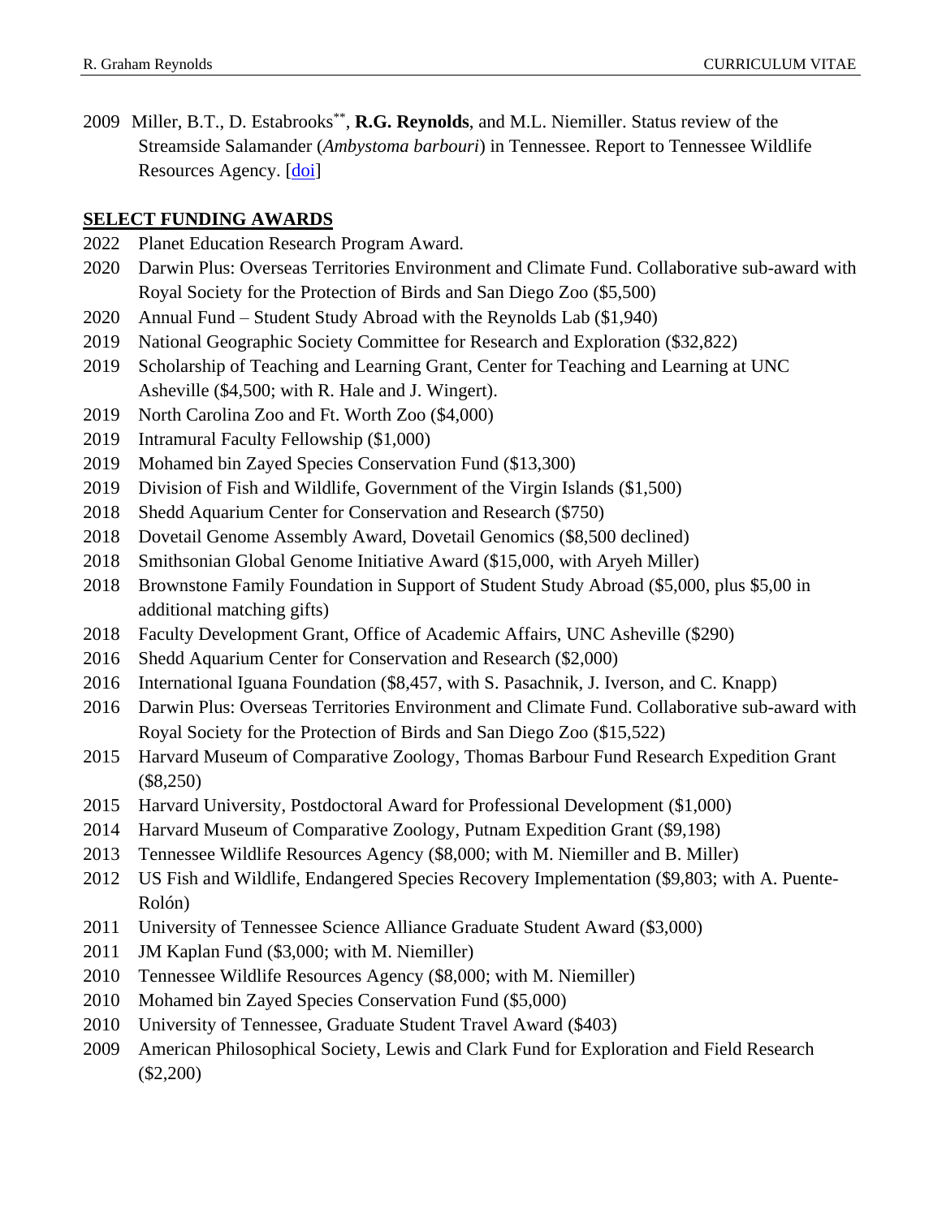2009 Miller, B.T., D. Estabrooks[**], **R.G. Reynolds**, and M.L. Niemiller. Status review of the Streamside Salamander (*Ambystoma barbouri*) in Tennessee. Report to Tennessee Wildlife Resources Agency. [doi]

## SELECT FUNDING AWARDS

2022 Planet Education Research Program Award.

2020 Darwin Plus: Overseas Territories Environment and Climate Fund. Collaborative sub-award with Royal Society for the Protection of Birds and San Diego Zoo ($5,500)

2020 Annual Fund – Student Study Abroad with the Reynolds Lab ($1,940)

2019 National Geographic Society Committee for Research and Exploration ($32,822)

2019 Scholarship of Teaching and Learning Grant, Center for Teaching and Learning at UNC Asheville ($4,500; with R. Hale and J. Wingert).

2019 North Carolina Zoo and Ft. Worth Zoo ($4,000)

2019 Intramural Faculty Fellowship ($1,000)

2019 Mohamed bin Zayed Species Conservation Fund ($13,300)

2019 Division of Fish and Wildlife, Government of the Virgin Islands ($1,500)

2018 Shedd Aquarium Center for Conservation and Research ($750)

2018 Dovetail Genome Assembly Award, Dovetail Genomics ($8,500 declined)

2018 Smithsonian Global Genome Initiative Award ($15,000, with Aryeh Miller)

2018 Brownstone Family Foundation in Support of Student Study Abroad ($5,000, plus $5,00 in additional matching gifts)

2018 Faculty Development Grant, Office of Academic Affairs, UNC Asheville ($290)

2016 Shedd Aquarium Center for Conservation and Research ($2,000)

2016 International Iguana Foundation ($8,457, with S. Pasachnik, J. Iverson, and C. Knapp)

2016 Darwin Plus: Overseas Territories Environment and Climate Fund. Collaborative sub-award with Royal Society for the Protection of Birds and San Diego Zoo ($15,522)

2015 Harvard Museum of Comparative Zoology, Thomas Barbour Fund Research Expedition Grant ($8,250)

2015 Harvard University, Postdoctoral Award for Professional Development ($1,000)

2014 Harvard Museum of Comparative Zoology, Putnam Expedition Grant ($9,198)

2013 Tennessee Wildlife Resources Agency ($8,000; with M. Niemiller and B. Miller)

2012 US Fish and Wildlife, Endangered Species Recovery Implementation ($9,803; with A. Puente-Rolón)

2011 University of Tennessee Science Alliance Graduate Student Award ($3,000)

2011 JM Kaplan Fund ($3,000; with M. Niemiller)

2010 Tennessee Wildlife Resources Agency ($8,000; with M. Niemiller)

2010 Mohamed bin Zayed Species Conservation Fund ($5,000)

2010 University of Tennessee, Graduate Student Travel Award ($403)

2009 American Philosophical Society, Lewis and Clark Fund for Exploration and Field Research ($2,200)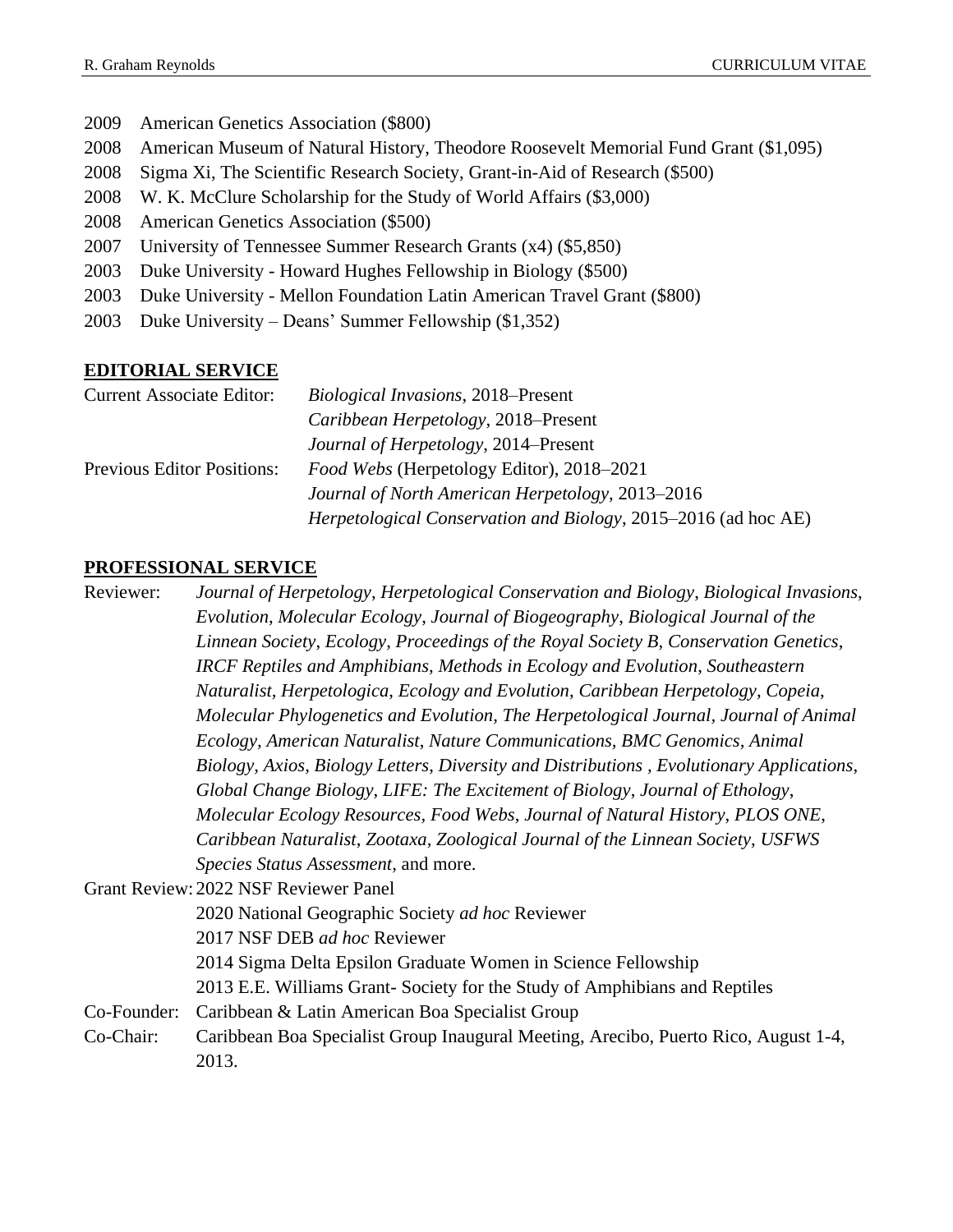2009 American Genetics Association ($800)
2008 American Museum of Natural History, Theodore Roosevelt Memorial Fund Grant ($1,095)
2008 Sigma Xi, The Scientific Research Society, Grant-in-Aid of Research ($500)
2008 W. K. McClure Scholarship for the Study of World Affairs ($3,000)
2008 American Genetics Association ($500)
2007 University of Tennessee Summer Research Grants (x4) ($5,850)
2003 Duke University - Howard Hughes Fellowship in Biology ($500)
2003 Duke University - Mellon Foundation Latin American Travel Grant ($800)
2003 Duke University – Deans' Summer Fellowship ($1,352)

## EDITORIAL SERVICE

Current Associate Editor: *Biological Invasions*, 2018–Present
*Caribbean Herpetology*, 2018–Present
*Journal of Herpetology*, 2014–Present

Previous Editor Positions: *Food Webs* (Herpetology Editor), 2018–2021
*Journal of North American Herpetology*, 2013–2016
*Herpetological Conservation and Biology*, 2015–2016 (ad hoc AE)

## PROFESSIONAL SERVICE

Reviewer: *Journal of Herpetology*, *Herpetological Conservation and Biology*, *Biological Invasions*, *Evolution*, *Molecular Ecology*, *Journal of Biogeography*, *Biological Journal of the Linnean Society*, *Ecology*, *Proceedings of the Royal Society B*, *Conservation Genetics*, *IRCF Reptiles and Amphibians*, *Methods in Ecology and Evolution*, *Southeastern Naturalist*, *Herpetologica*, *Ecology and Evolution*, *Caribbean Herpetology*, *Copeia*, *Molecular Phylogenetics and Evolution*, *The Herpetological Journal*, *Journal of Animal Ecology*, *American Naturalist*, *Nature Communications*, *BMC Genomics*, *Animal Biology*, *Axios*, *Biology Letters*, *Diversity and Distributions* , *Evolutionary Applications*, *Global Change Biology*, *LIFE: The Excitement of Biology*, *Journal of Ethology*, *Molecular Ecology Resources*, *Food Webs*, *Journal of Natural History*, *PLOS ONE*, *Caribbean Naturalist*, *Zootaxa*, *Zoological Journal of the Linnean Society*, *USFWS Species Status Assessment*, and more.

Grant Review: 2022 NSF Reviewer Panel
2020 National Geographic Society *ad hoc* Reviewer
2017 NSF DEB *ad hoc* Reviewer
2014 Sigma Delta Epsilon Graduate Women in Science Fellowship
2013 E.E. Williams Grant- Society for the Study of Amphibians and Reptiles

Co-Founder: Caribbean & Latin American Boa Specialist Group

Co-Chair: Caribbean Boa Specialist Group Inaugural Meeting, Arecibo, Puerto Rico, August 1-4, 2013.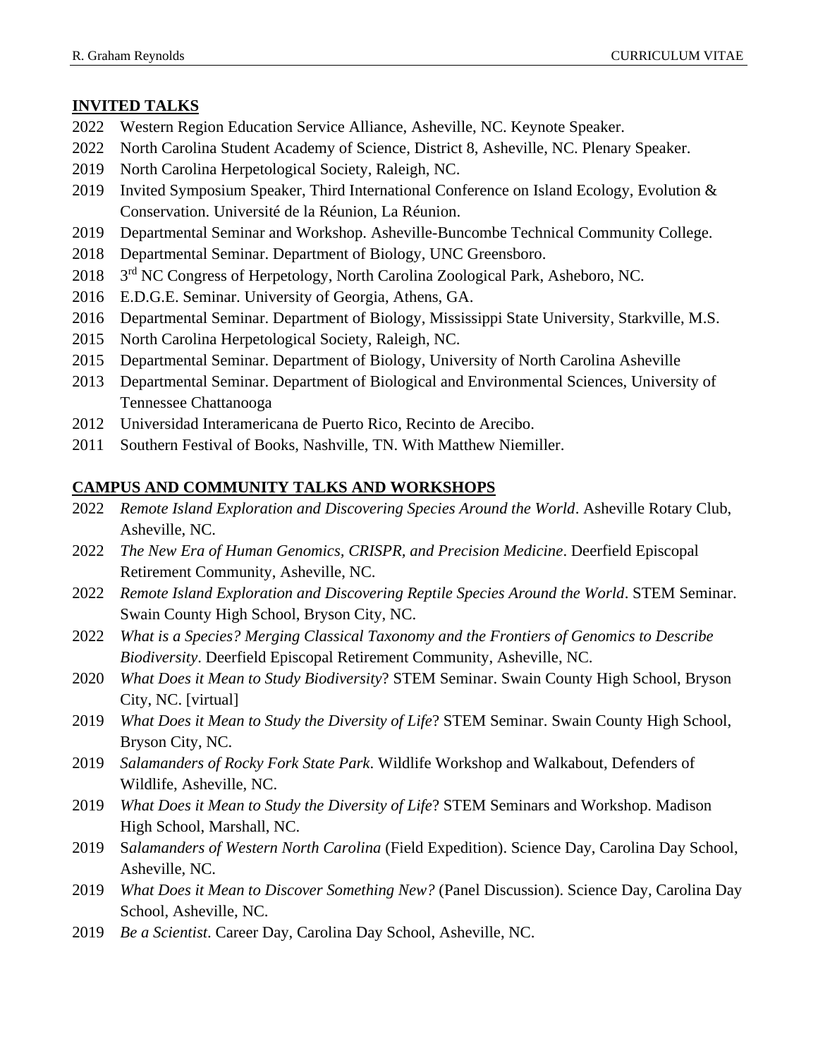## INVITED TALKS

2022 Western Region Education Service Alliance, Asheville, NC. Keynote Speaker.

2022 North Carolina Student Academy of Science, District 8, Asheville, NC. Plenary Speaker.

2019 North Carolina Herpetological Society, Raleigh, NC.

2019 Invited Symposium Speaker, Third International Conference on Island Ecology, Evolution & Conservation. Université de la Réunion, La Réunion.

2019 Departmental Seminar and Workshop. Asheville-Buncombe Technical Community College.

2018 Departmental Seminar. Department of Biology, UNC Greensboro.

2018 3rd NC Congress of Herpetology, North Carolina Zoological Park, Asheboro, NC.

2016 E.D.G.E. Seminar. University of Georgia, Athens, GA.

2016 Departmental Seminar. Department of Biology, Mississippi State University, Starkville, M.S.

2015 North Carolina Herpetological Society, Raleigh, NC.

2015 Departmental Seminar. Department of Biology, University of North Carolina Asheville

2013 Departmental Seminar. Department of Biological and Environmental Sciences, University of Tennessee Chattanooga

2012 Universidad Interamericana de Puerto Rico, Recinto de Arecibo.

2011 Southern Festival of Books, Nashville, TN. With Matthew Niemiller.

## CAMPUS AND COMMUNITY TALKS AND WORKSHOPS

2022 *Remote Island Exploration and Discovering Species Around the World*. Asheville Rotary Club, Asheville, NC.

2022 *The New Era of Human Genomics, CRISPR, and Precision Medicine*. Deerfield Episcopal Retirement Community, Asheville, NC.

2022 *Remote Island Exploration and Discovering Reptile Species Around the World*. STEM Seminar. Swain County High School, Bryson City, NC.

2022 *What is a Species? Merging Classical Taxonomy and the Frontiers of Genomics to Describe Biodiversity*. Deerfield Episcopal Retirement Community, Asheville, NC.

2020 *What Does it Mean to Study Biodiversity*? STEM Seminar. Swain County High School, Bryson City, NC. [virtual]

2019 *What Does it Mean to Study the Diversity of Life*? STEM Seminar. Swain County High School, Bryson City, NC.

2019 *Salamanders of Rocky Fork State Park*. Wildlife Workshop and Walkabout, Defenders of Wildlife, Asheville, NC.

2019 *What Does it Mean to Study the Diversity of Life*? STEM Seminars and Workshop. Madison High School, Marshall, NC.

2019 S*alamanders of Western North Carolina* (Field Expedition). Science Day, Carolina Day School, Asheville, NC.

2019 *What Does it Mean to Discover Something New?* (Panel Discussion). Science Day, Carolina Day School, Asheville, NC.

2019 *Be a Scientist*. Career Day, Carolina Day School, Asheville, NC.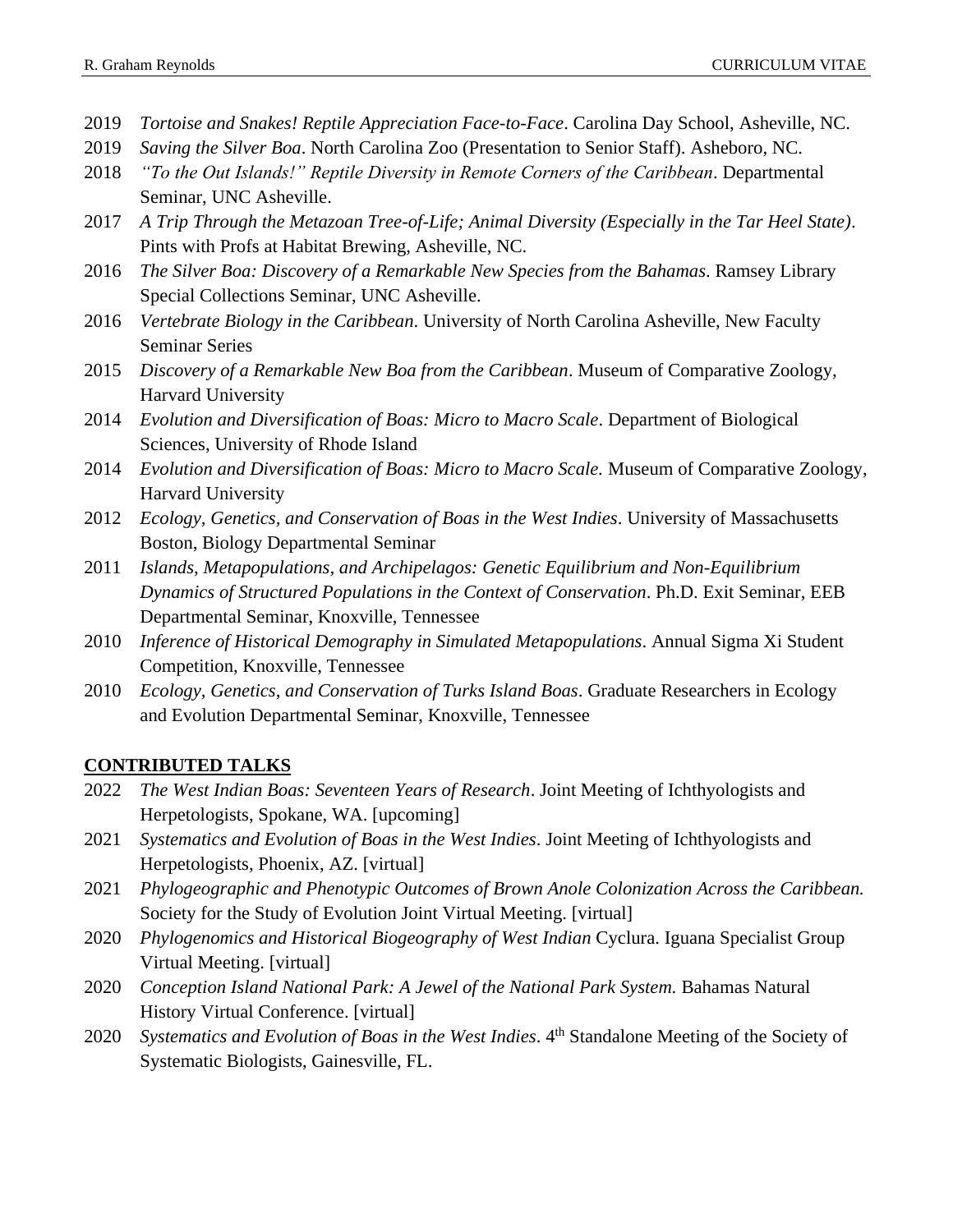2019 *Tortoise and Snakes! Reptile Appreciation Face-to-Face*. Carolina Day School, Asheville, NC.

2019 *Saving the Silver Boa*. North Carolina Zoo (Presentation to Senior Staff). Asheboro, NC.

2018 *"To the Out Islands!" Reptile Diversity in Remote Corners of the Caribbean*. Departmental Seminar, UNC Asheville.

2017 *A Trip Through the Metazoan Tree-of-Life; Animal Diversity (Especially in the Tar Heel State)*. Pints with Profs at Habitat Brewing, Asheville, NC.

2016 *The Silver Boa: Discovery of a Remarkable New Species from the Bahamas*. Ramsey Library Special Collections Seminar, UNC Asheville.

2016 *Vertebrate Biology in the Caribbean*. University of North Carolina Asheville, New Faculty Seminar Series

2015 *Discovery of a Remarkable New Boa from the Caribbean*. Museum of Comparative Zoology, Harvard University

2014 *Evolution and Diversification of Boas: Micro to Macro Scale*. Department of Biological Sciences, University of Rhode Island

2014 *Evolution and Diversification of Boas: Micro to Macro Scale.* Museum of Comparative Zoology, Harvard University

2012 *Ecology, Genetics, and Conservation of Boas in the West Indies*. University of Massachusetts Boston, Biology Departmental Seminar

2011 *Islands, Metapopulations, and Archipelagos: Genetic Equilibrium and Non-Equilibrium Dynamics of Structured Populations in the Context of Conservation*. Ph.D. Exit Seminar, EEB Departmental Seminar, Knoxville, Tennessee

2010 *Inference of Historical Demography in Simulated Metapopulations*. Annual Sigma Xi Student Competition, Knoxville, Tennessee

2010 *Ecology, Genetics, and Conservation of Turks Island Boas*. Graduate Researchers in Ecology and Evolution Departmental Seminar, Knoxville, Tennessee

## CONTRIBUTED TALKS

2022 *The West Indian Boas: Seventeen Years of Research*. Joint Meeting of Ichthyologists and Herpetologists, Spokane, WA. [upcoming]

2021 *Systematics and Evolution of Boas in the West Indies*. Joint Meeting of Ichthyologists and Herpetologists, Phoenix, AZ. [virtual]

2021 *Phylogeographic and Phenotypic Outcomes of Brown Anole Colonization Across the Caribbean.* Society for the Study of Evolution Joint Virtual Meeting. [virtual]

2020 *Phylogenomics and Historical Biogeography of West Indian* Cyclura. Iguana Specialist Group Virtual Meeting. [virtual]

2020 *Conception Island National Park: A Jewel of the National Park System.* Bahamas Natural History Virtual Conference. [virtual]

2020 *Systematics and Evolution of Boas in the West Indies*. 4th Standalone Meeting of the Society of Systematic Biologists, Gainesville, FL.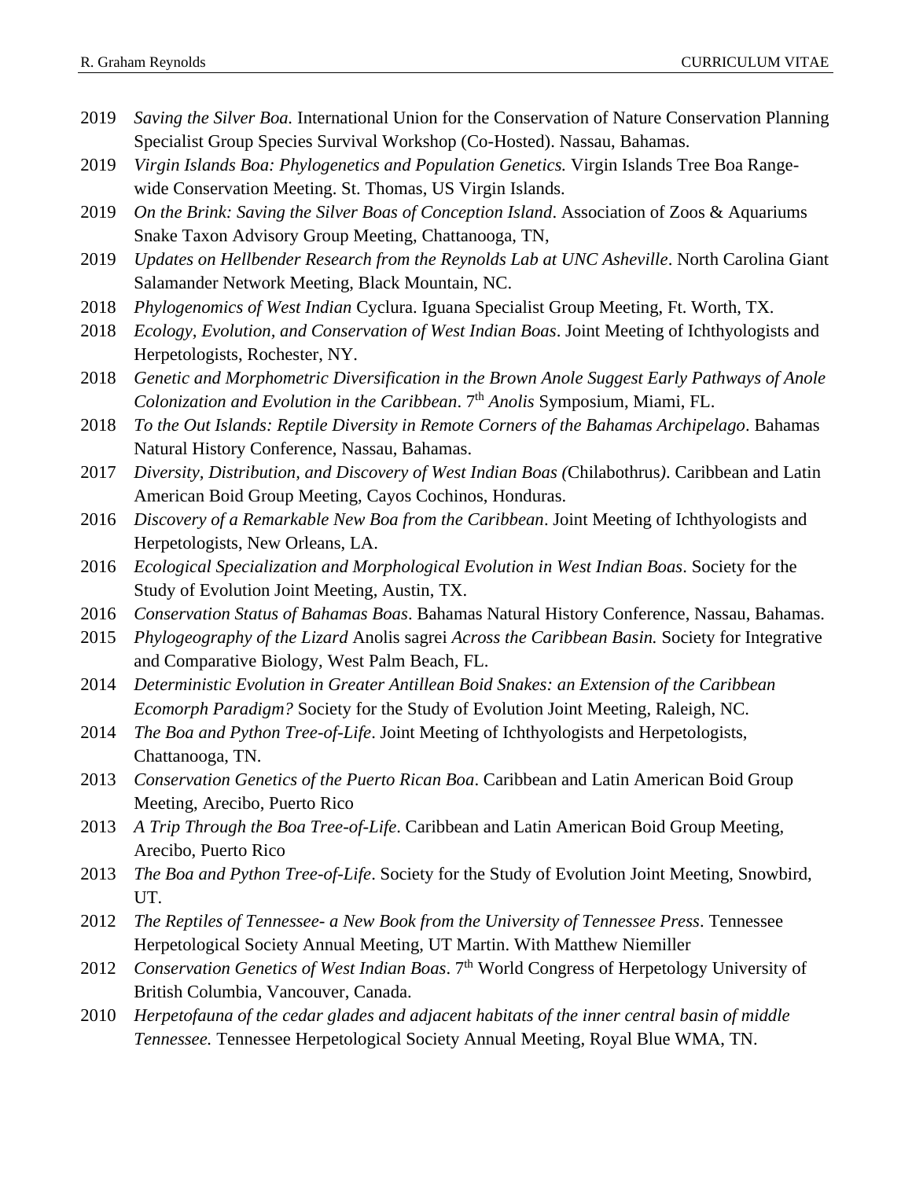2019 *Saving the Silver Boa.* International Union for the Conservation of Nature Conservation Planning Specialist Group Species Survival Workshop (Co-Hosted). Nassau, Bahamas.

2019 *Virgin Islands Boa: Phylogenetics and Population Genetics.* Virgin Islands Tree Boa Range-wide Conservation Meeting. St. Thomas, US Virgin Islands.

2019 *On the Brink: Saving the Silver Boas of Conception Island*. Association of Zoos & Aquariums Snake Taxon Advisory Group Meeting, Chattanooga, TN,

2019 *Updates on Hellbender Research from the Reynolds Lab at UNC Asheville*. North Carolina Giant Salamander Network Meeting, Black Mountain, NC.

2018 *Phylogenomics of West Indian* Cyclura. Iguana Specialist Group Meeting, Ft. Worth, TX.

2018 *Ecology, Evolution, and Conservation of West Indian Boas*. Joint Meeting of Ichthyologists and Herpetologists, Rochester, NY.

2018 *Genetic and Morphometric Diversification in the Brown Anole Suggest Early Pathways of Anole Colonization and Evolution in the Caribbean*. 7th *Anolis* Symposium, Miami, FL.

2018 *To the Out Islands: Reptile Diversity in Remote Corners of the Bahamas Archipelago*. Bahamas Natural History Conference, Nassau, Bahamas.

2017 *Diversity, Distribution, and Discovery of West Indian Boas (*Chilabothrus*)*. Caribbean and Latin American Boid Group Meeting, Cayos Cochinos, Honduras.

2016 *Discovery of a Remarkable New Boa from the Caribbean*. Joint Meeting of Ichthyologists and Herpetologists, New Orleans, LA.

2016 *Ecological Specialization and Morphological Evolution in West Indian Boas*. Society for the Study of Evolution Joint Meeting, Austin, TX.

2016 *Conservation Status of Bahamas Boas*. Bahamas Natural History Conference, Nassau, Bahamas.

2015 *Phylogeography of the Lizard* Anolis sagrei *Across the Caribbean Basin.* Society for Integrative and Comparative Biology, West Palm Beach, FL.

2014 *Deterministic Evolution in Greater Antillean Boid Snakes: an Extension of the Caribbean Ecomorph Paradigm?* Society for the Study of Evolution Joint Meeting, Raleigh, NC.

2014 *The Boa and Python Tree-of-Life*. Joint Meeting of Ichthyologists and Herpetologists, Chattanooga, TN.

2013 *Conservation Genetics of the Puerto Rican Boa*. Caribbean and Latin American Boid Group Meeting, Arecibo, Puerto Rico

2013 *A Trip Through the Boa Tree-of-Life*. Caribbean and Latin American Boid Group Meeting, Arecibo, Puerto Rico

2013 *The Boa and Python Tree-of-Life*. Society for the Study of Evolution Joint Meeting, Snowbird, UT.

2012 *The Reptiles of Tennessee- a New Book from the University of Tennessee Press*. Tennessee Herpetological Society Annual Meeting, UT Martin. With Matthew Niemiller

2012 *Conservation Genetics of West Indian Boas*. 7th World Congress of Herpetology University of British Columbia, Vancouver, Canada.

2010 *Herpetofauna of the cedar glades and adjacent habitats of the inner central basin of middle Tennessee.* Tennessee Herpetological Society Annual Meeting, Royal Blue WMA, TN.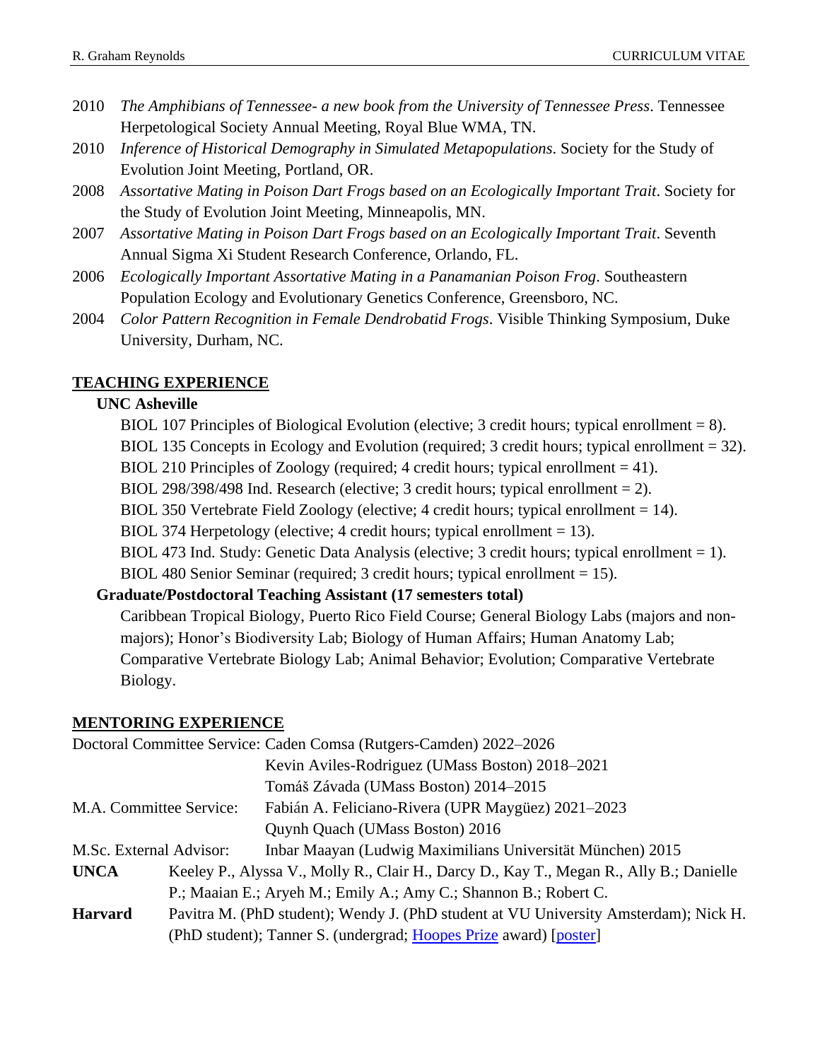2010 *The Amphibians of Tennessee- a new book from the University of Tennessee Press*. Tennessee Herpetological Society Annual Meeting, Royal Blue WMA, TN.

2010 *Inference of Historical Demography in Simulated Metapopulations*. Society for the Study of Evolution Joint Meeting, Portland, OR.

2008 *Assortative Mating in Poison Dart Frogs based on an Ecologically Important Trait*. Society for the Study of Evolution Joint Meeting, Minneapolis, MN.

2007 *Assortative Mating in Poison Dart Frogs based on an Ecologically Important Trait*. Seventh Annual Sigma Xi Student Research Conference, Orlando, FL.

2006 *Ecologically Important Assortative Mating in a Panamanian Poison Frog*. Southeastern Population Ecology and Evolutionary Genetics Conference, Greensboro, NC.

2004 *Color Pattern Recognition in Female Dendrobatid Frogs*. Visible Thinking Symposium, Duke University, Durham, NC.

## TEACHING EXPERIENCE

**UNC Asheville**

BIOL 107 Principles of Biological Evolution (elective; 3 credit hours; typical enrollment = 8).
BIOL 135 Concepts in Ecology and Evolution (required; 3 credit hours; typical enrollment = 32).
BIOL 210 Principles of Zoology (required; 4 credit hours; typical enrollment = 41).
BIOL 298/398/498 Ind. Research (elective; 3 credit hours; typical enrollment = 2).
BIOL 350 Vertebrate Field Zoology (elective; 4 credit hours; typical enrollment = 14).
BIOL 374 Herpetology (elective; 4 credit hours; typical enrollment = 13).
BIOL 473 Ind. Study: Genetic Data Analysis (elective; 3 credit hours; typical enrollment = 1).
BIOL 480 Senior Seminar (required; 3 credit hours; typical enrollment = 15).

**Graduate/Postdoctoral Teaching Assistant (17 semesters total)**

Caribbean Tropical Biology, Puerto Rico Field Course; General Biology Labs (majors and non-majors); Honor's Biodiversity Lab; Biology of Human Affairs; Human Anatomy Lab; Comparative Vertebrate Biology Lab; Animal Behavior; Evolution; Comparative Vertebrate Biology.

## MENTORING EXPERIENCE

Doctoral Committee Service: Caden Comsa (Rutgers-Camden) 2022–2026
Kevin Aviles-Rodriguez (UMass Boston) 2018–2021
Tomáš Závada (UMass Boston) 2014–2015

M.A. Committee Service: Fabián A. Feliciano-Rivera (UPR Maygüez) 2021–2023
Quynh Quach (UMass Boston) 2016

M.Sc. External Advisor: Inbar Maayan (Ludwig Maximilians Universität München) 2015

**UNCA** Keeley P., Alyssa V., Molly R., Clair H., Darcy D., Kay T., Megan R., Ally B.; Danielle P.; Maaian E.; Aryeh M.; Emily A.; Amy C.; Shannon B.; Robert C.

**Harvard** Pavitra M. (PhD student); Wendy J. (PhD student at VU University Amsterdam); Nick H. (PhD student); Tanner S. (undergrad; Hoopes Prize award) [poster]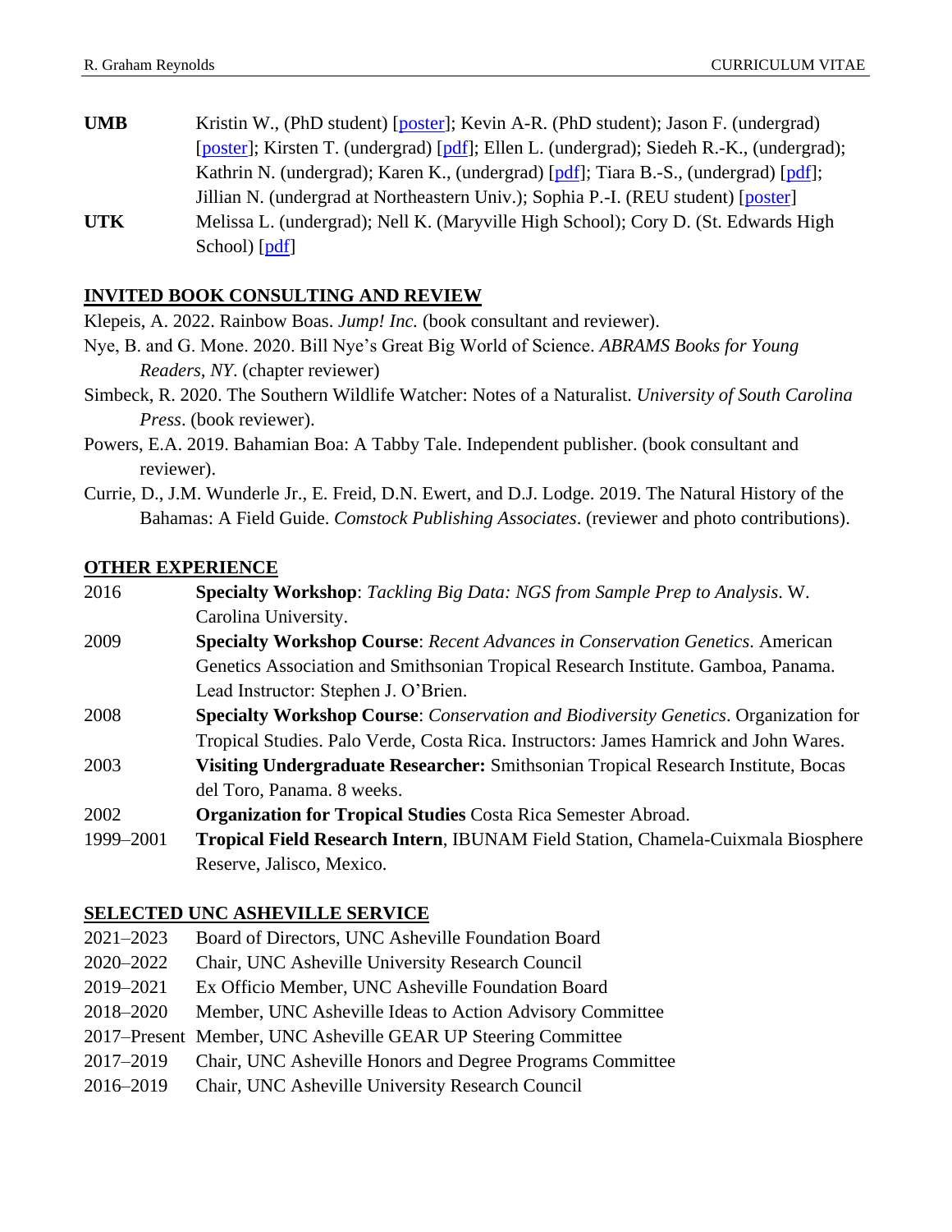**UMB** Kristin W., (PhD student) [poster]; Kevin A-R. (PhD student); Jason F. (undergrad) [poster]; Kirsten T. (undergrad) [pdf]; Ellen L. (undergrad); Siedeh R.-K., (undergrad); Kathrin N. (undergrad); Karen K., (undergrad) [pdf]; Tiara B.-S., (undergrad) [pdf]; Jillian N. (undergrad at Northeastern Univ.); Sophia P.-I. (REU student) [poster]

**UTK** Melissa L. (undergrad); Nell K. (Maryville High School); Cory D. (St. Edwards High School) [pdf]

## INVITED BOOK CONSULTING AND REVIEW

Klepeis, A. 2022. Rainbow Boas. *Jump! Inc.* (book consultant and reviewer).

Nye, B. and G. Mone. 2020. Bill Nye's Great Big World of Science. *ABRAMS Books for Young Readers, NY*. (chapter reviewer)

Simbeck, R. 2020. The Southern Wildlife Watcher: Notes of a Naturalist. *University of South Carolina Press*. (book reviewer).

Powers, E.A. 2019. Bahamian Boa: A Tabby Tale. Independent publisher. (book consultant and reviewer).

Currie, D., J.M. Wunderle Jr., E. Freid, D.N. Ewert, and D.J. Lodge. 2019. The Natural History of the Bahamas: A Field Guide. *Comstock Publishing Associates*. (reviewer and photo contributions).

## OTHER EXPERIENCE

2016 **Specialty Workshop**: *Tackling Big Data: NGS from Sample Prep to Analysis*. W. Carolina University.

2009 **Specialty Workshop Course**: *Recent Advances in Conservation Genetics*. American Genetics Association and Smithsonian Tropical Research Institute. Gamboa, Panama. Lead Instructor: Stephen J. O'Brien.

2008 **Specialty Workshop Course**: *Conservation and Biodiversity Genetics*. Organization for Tropical Studies. Palo Verde, Costa Rica. Instructors: James Hamrick and John Wares.

2003 **Visiting Undergraduate Researcher:** Smithsonian Tropical Research Institute, Bocas del Toro, Panama. 8 weeks.

2002 **Organization for Tropical Studies** Costa Rica Semester Abroad.

1999–2001 **Tropical Field Research Intern**, IBUNAM Field Station, Chamela-Cuixmala Biosphere Reserve, Jalisco, Mexico.

## SELECTED UNC ASHEVILLE SERVICE

2021–2023 Board of Directors, UNC Asheville Foundation Board

2020–2022 Chair, UNC Asheville University Research Council

2019–2021 Ex Officio Member, UNC Asheville Foundation Board

2018–2020 Member, UNC Asheville Ideas to Action Advisory Committee

2017–Present Member, UNC Asheville GEAR UP Steering Committee

2017–2019 Chair, UNC Asheville Honors and Degree Programs Committee

2016–2019 Chair, UNC Asheville University Research Council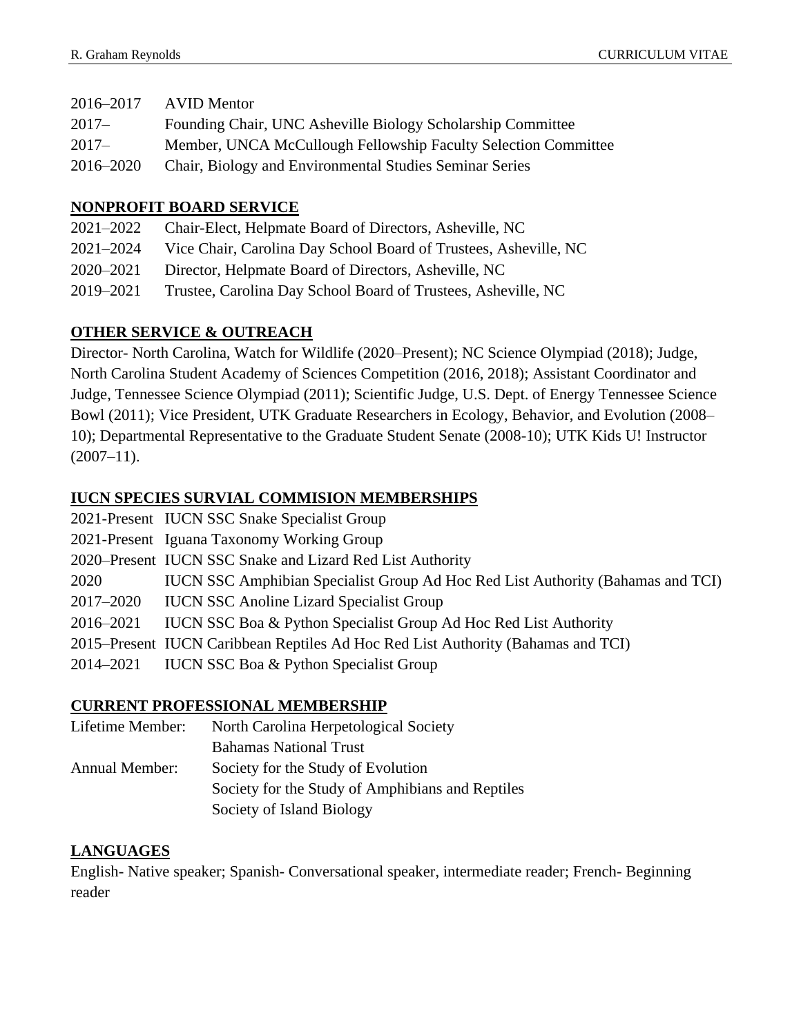2016–2017 AVID Mentor

2017– Founding Chair, UNC Asheville Biology Scholarship Committee

2017– Member, UNCA McCullough Fellowship Faculty Selection Committee

2016–2020 Chair, Biology and Environmental Studies Seminar Series

## NONPROFIT BOARD SERVICE

2021–2022 Chair-Elect, Helpmate Board of Directors, Asheville, NC

2021–2024 Vice Chair, Carolina Day School Board of Trustees, Asheville, NC

2020–2021 Director, Helpmate Board of Directors, Asheville, NC

2019–2021 Trustee, Carolina Day School Board of Trustees, Asheville, NC

## OTHER SERVICE & OUTREACH

Director- North Carolina, Watch for Wildlife (2020–Present); NC Science Olympiad (2018); Judge, North Carolina Student Academy of Sciences Competition (2016, 2018); Assistant Coordinator and Judge, Tennessee Science Olympiad (2011); Scientific Judge, U.S. Dept. of Energy Tennessee Science Bowl (2011); Vice President, UTK Graduate Researchers in Ecology, Behavior, and Evolution (2008–10); Departmental Representative to the Graduate Student Senate (2008-10); UTK Kids U! Instructor (2007–11).

## IUCN SPECIES SURVIAL COMMISION MEMBERSHIPS

2021-Present IUCN SSC Snake Specialist Group

2021-Present Iguana Taxonomy Working Group

2020–Present IUCN SSC Snake and Lizard Red List Authority

2020 IUCN SSC Amphibian Specialist Group Ad Hoc Red List Authority (Bahamas and TCI)

2017–2020 IUCN SSC Anoline Lizard Specialist Group

2016–2021 IUCN SSC Boa & Python Specialist Group Ad Hoc Red List Authority

2015–Present IUCN Caribbean Reptiles Ad Hoc Red List Authority (Bahamas and TCI)

2014–2021 IUCN SSC Boa & Python Specialist Group

## CURRENT PROFESSIONAL MEMBERSHIP

Lifetime Member: North Carolina Herpetological Society  
Bahamas National Trust

Annual Member: Society for the Study of Evolution  
Society for the Study of Amphibians and Reptiles  
Society of Island Biology

## LANGUAGES

English- Native speaker; Spanish- Conversational speaker, intermediate reader; French- Beginning reader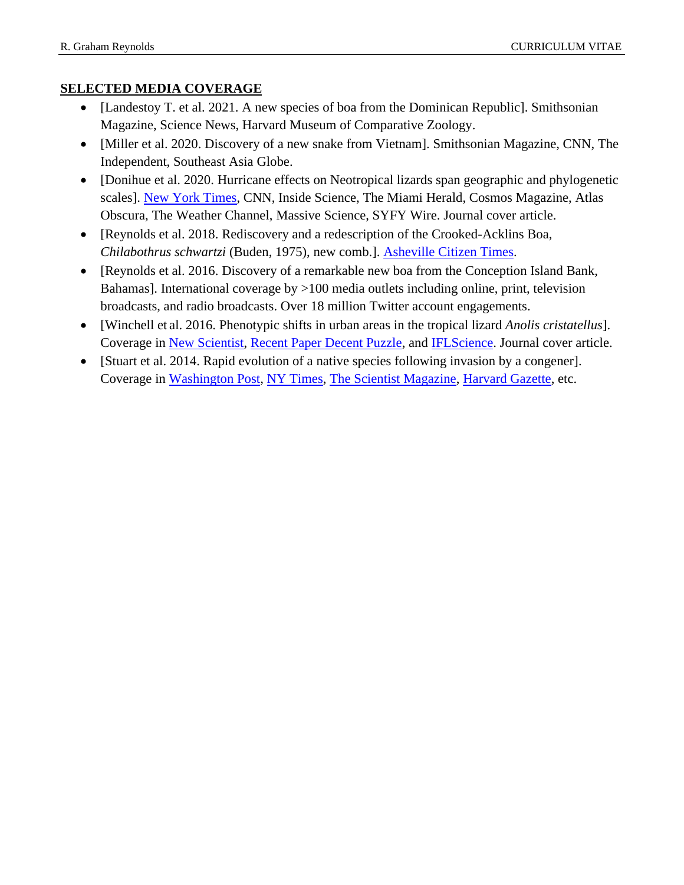## SELECTED MEDIA COVERAGE

- [Landestoy T. et al. 2021. A new species of boa from the Dominican Republic]. Smithsonian Magazine, Science News, Harvard Museum of Comparative Zoology.
- [Miller et al. 2020. Discovery of a new snake from Vietnam]. Smithsonian Magazine, CNN, The Independent, Southeast Asia Globe.
- [Donihue et al. 2020. Hurricane effects on Neotropical lizards span geographic and phylogenetic scales]. New York Times, CNN, Inside Science, The Miami Herald, Cosmos Magazine, Atlas Obscura, The Weather Channel, Massive Science, SYFY Wire. Journal cover article.
- [Reynolds et al. 2018. Rediscovery and a redescription of the Crooked-Acklins Boa, *Chilabothrus schwartzi* (Buden, 1975), new comb.]. Asheville Citizen Times.
- [Reynolds et al. 2016. Discovery of a remarkable new boa from the Conception Island Bank, Bahamas]. International coverage by >100 media outlets including online, print, television broadcasts, and radio broadcasts. Over 18 million Twitter account engagements.
- [Winchell et al. 2016. Phenotypic shifts in urban areas in the tropical lizard *Anolis cristatellus*]. Coverage in New Scientist, Recent Paper Decent Puzzle, and IFLScience. Journal cover article.
- [Stuart et al. 2014. Rapid evolution of a native species following invasion by a congener]. Coverage in Washington Post, NY Times, The Scientist Magazine, Harvard Gazette, etc.